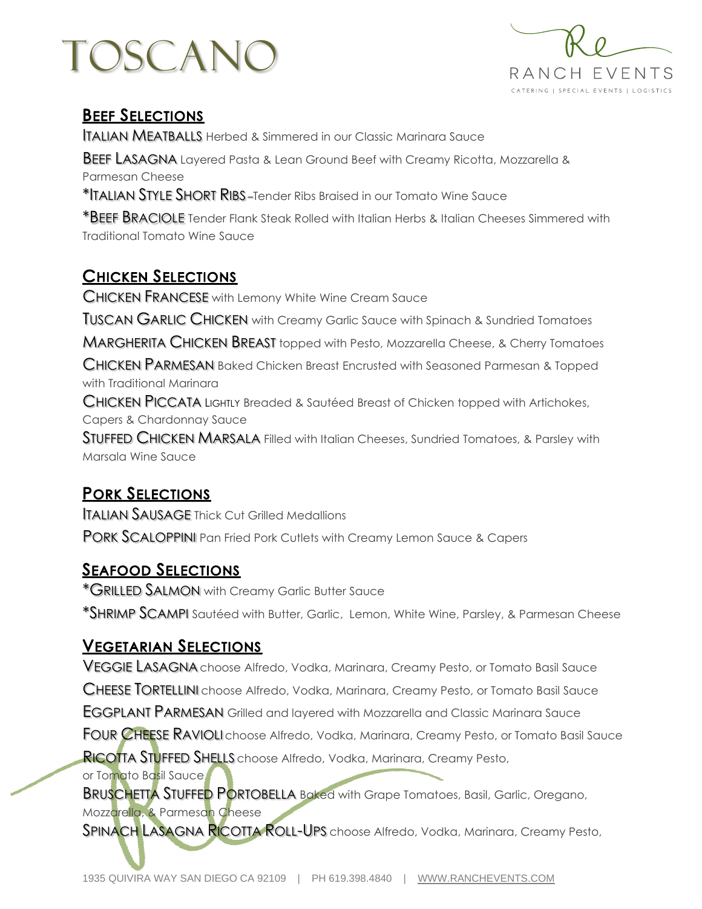# TOSCANO

RANCH EVENTS

CATERING | SPECIAL EVENTS | LOGISTICS

## Beef Selections

**Italian Meatballs** Herbed & Simmered in our Classic Marinara Sauce

**Beef Lasagna** Layered Pasta & Lean Ground Beef with Creamy Ricotta, Mozzarella & Parmesan Cheese

***Italian Style Short Ribs** –Tender Ribs Braised in our Tomato Wine Sauce

***Beef Braciole** Tender Flank Steak Rolled with Italian Herbs & Italian Cheeses Simmered with Traditional Tomato Wine Sauce

## Chicken Selections

**Chicken Francese** with Lemony White Wine Cream Sauce

**Tuscan Garlic Chicken** with Creamy Garlic Sauce with Spinach & Sundried Tomatoes

**Margherita Chicken Breast** topped with Pesto, Mozzarella Cheese, & Cherry Tomatoes

**Chicken Parmesan** Baked Chicken Breast Encrusted with Seasoned Parmesan & Topped with Traditional Marinara

**Chicken Piccata** Lightly Breaded & Sautéed Breast of Chicken topped with Artichokes, Capers & Chardonnay Sauce

**Stuffed Chicken Marsala** Filled with Italian Cheeses, Sundried Tomatoes, & Parsley with Marsala Wine Sauce

## Pork Selections

**Italian Sausage** Thick Cut Grilled Medallions

**Pork Scaloppini** Pan Fried Pork Cutlets with Creamy Lemon Sauce & Capers

## Seafood Selections

***Grilled Salmon** with Creamy Garlic Butter Sauce

***Shrimp Scampi** Sautéed with Butter, Garlic, Lemon, White Wine, Parsley, & Parmesan Cheese

## Vegetarian Selections

**Veggie Lasagna** choose Alfredo, Vodka, Marinara, Creamy Pesto, or Tomato Basil Sauce

**Cheese Tortellini** choose Alfredo, Vodka, Marinara, Creamy Pesto, or Tomato Basil Sauce

**Eggplant Parmesan** Grilled and layered with Mozzarella and Classic Marinara Sauce

**Four Cheese Ravioli** choose Alfredo, Vodka, Marinara, Creamy Pesto, or Tomato Basil Sauce

**Ricotta Stuffed Shells** choose Alfredo, Vodka, Marinara, Creamy Pesto, or Tomato Basil Sauce

**Bruschetta Stuffed Portobella** Baked with Grape Tomatoes, Basil, Garlic, Oregano, Mozzarella, & Parmesan Cheese

**Spinach Lasagna Ricotta Roll-Ups** choose Alfredo, Vodka, Marinara, Creamy Pesto,

1935 QUIVIRA WAY SAN DIEGO CA 92109 | PH 619.398.4840 | WWW.RANCHEVENTS.COM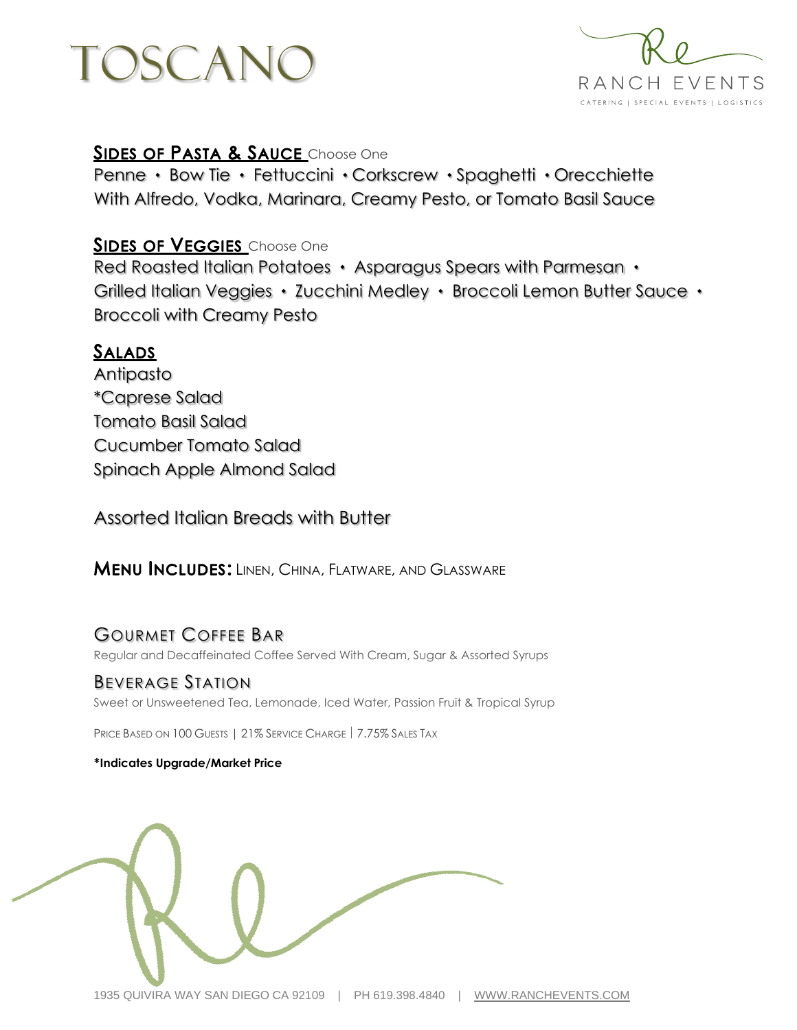# TOSCANO

RANCH EVENTS
CATERING | SPECIAL EVENTS | LOGISTICS

## SIDES OF PASTA & SAUCE Choose One

Penne • Bow Tie • Fettuccini • Corkscrew • Spaghetti • Orecchiette
With Alfredo, Vodka, Marinara, Creamy Pesto, or Tomato Basil Sauce

## SIDES OF VEGGIES Choose One

Red Roasted Italian Potatoes • Asparagus Spears with Parmesan •
Grilled Italian Veggies • Zucchini Medley • Broccoli Lemon Butter Sauce •
Broccoli with Creamy Pesto

## SALADS

Antipasto
*Caprese Salad
Tomato Basil Salad
Cucumber Tomato Salad
Spinach Apple Almond Salad

Assorted Italian Breads with Butter

**MENU INCLUDES:** LINEN, CHINA, FLATWARE, AND GLASSWARE

## GOURMET COFFEE BAR

Regular and Decaffeinated Coffee Served With Cream, Sugar & Assorted Syrups

## BEVERAGE STATION

Sweet or Unsweetened Tea, Lemonade, Iced Water, Passion Fruit & Tropical Syrup

PRICE BASED ON 100 GUESTS | 21% SERVICE CHARGE | 7.75% SALES TAX

**\*Indicates Upgrade/Market Price**

1935 QUIVIRA WAY SAN DIEGO CA 92109 | PH 619.398.4840 | WWW.RANCHEVENTS.COM